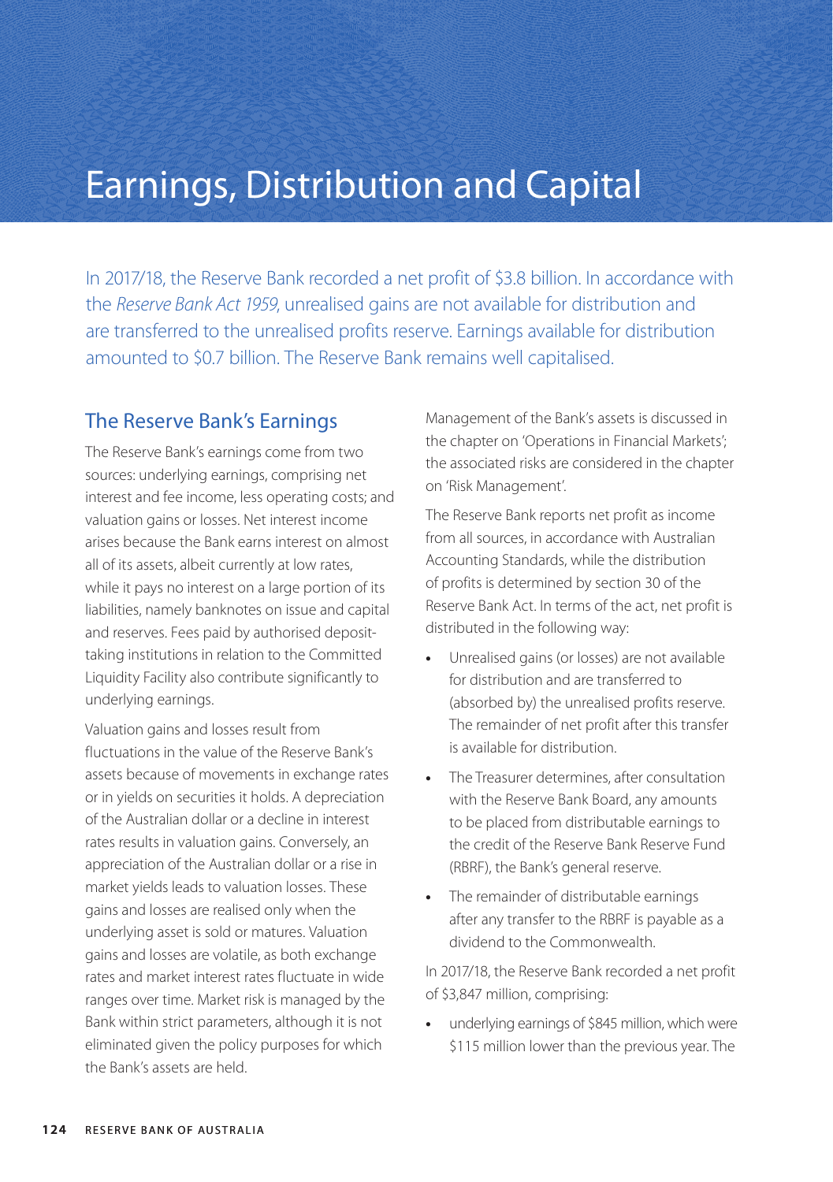# Earnings, Distribution and Capital

In 2017/18, the Reserve Bank recorded a net profit of $3.8 billion. In accordance with the *Reserve Bank Act 1959*, unrealised gains are not available for distribution and are transferred to the unrealised profits reserve. Earnings available for distribution amounted to $0.7 billion. The Reserve Bank remains well capitalised.

## The Reserve Bank's Earnings

The Reserve Bank's earnings come from two sources: underlying earnings, comprising net interest and fee income, less operating costs; and valuation gains or losses. Net interest income arises because the Bank earns interest on almost all of its assets, albeit currently at low rates, while it pays no interest on a large portion of its liabilities, namely banknotes on issue and capital and reserves. Fees paid by authorised deposit-taking institutions in relation to the Committed Liquidity Facility also contribute significantly to underlying earnings.

Valuation gains and losses result from fluctuations in the value of the Reserve Bank's assets because of movements in exchange rates or in yields on securities it holds. A depreciation of the Australian dollar or a decline in interest rates results in valuation gains. Conversely, an appreciation of the Australian dollar or a rise in market yields leads to valuation losses. These gains and losses are realised only when the underlying asset is sold or matures. Valuation gains and losses are volatile, as both exchange rates and market interest rates fluctuate in wide ranges over time. Market risk is managed by the Bank within strict parameters, although it is not eliminated given the policy purposes for which the Bank's assets are held.

Management of the Bank's assets is discussed in the chapter on 'Operations in Financial Markets'; the associated risks are considered in the chapter on 'Risk Management'.

The Reserve Bank reports net profit as income from all sources, in accordance with Australian Accounting Standards, while the distribution of profits is determined by section 30 of the Reserve Bank Act. In terms of the act, net profit is distributed in the following way:

- Unrealised gains (or losses) are not available for distribution and are transferred to (absorbed by) the unrealised profits reserve. The remainder of net profit after this transfer is available for distribution.
- The Treasurer determines, after consultation with the Reserve Bank Board, any amounts to be placed from distributable earnings to the credit of the Reserve Bank Reserve Fund (RBRF), the Bank's general reserve.
- The remainder of distributable earnings after any transfer to the RBRF is payable as a dividend to the Commonwealth.

In 2017/18, the Reserve Bank recorded a net profit of $3,847 million, comprising:

- underlying earnings of $845 million, which were $115 million lower than the previous year. The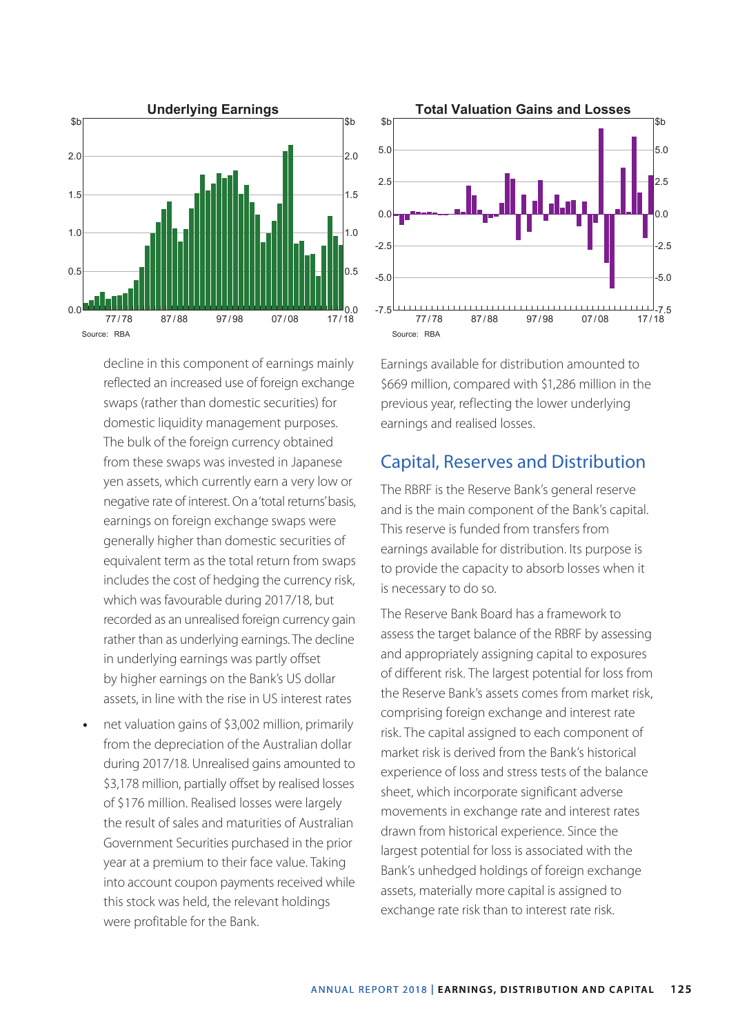**Underlying Earnings**

Source: RBA

**Total Valuation Gains and Losses**

Source: RBA

decline in this component of earnings mainly reflected an increased use of foreign exchange swaps (rather than domestic securities) for domestic liquidity management purposes. The bulk of the foreign currency obtained from these swaps was invested in Japanese yen assets, which currently earn a very low or negative rate of interest. On a 'total returns' basis, earnings on foreign exchange swaps were generally higher than domestic securities of equivalent term as the total return from swaps includes the cost of hedging the currency risk, which was favourable during 2017/18, but recorded as an unrealised foreign currency gain rather than as underlying earnings. The decline in underlying earnings was partly offset by higher earnings on the Bank's US dollar assets, in line with the rise in US interest rates

- net valuation gains of $3,002 million, primarily from the depreciation of the Australian dollar during 2017/18. Unrealised gains amounted to $3,178 million, partially offset by realised losses of $176 million. Realised losses were largely the result of sales and maturities of Australian Government Securities purchased in the prior year at a premium to their face value. Taking into account coupon payments received while this stock was held, the relevant holdings were profitable for the Bank.

Earnings available for distribution amounted to $669 million, compared with $1,286 million in the previous year, reflecting the lower underlying earnings and realised losses.

## Capital, Reserves and Distribution

The RBRF is the Reserve Bank's general reserve and is the main component of the Bank's capital. This reserve is funded from transfers from earnings available for distribution. Its purpose is to provide the capacity to absorb losses when it is necessary to do so.

The Reserve Bank Board has a framework to assess the target balance of the RBRF by assessing and appropriately assigning capital to exposures of different risk. The largest potential for loss from the Reserve Bank's assets comes from market risk, comprising foreign exchange and interest rate risk. The capital assigned to each component of market risk is derived from the Bank's historical experience of loss and stress tests of the balance sheet, which incorporate significant adverse movements in exchange rate and interest rates drawn from historical experience. Since the largest potential for loss is associated with the Bank's unhedged holdings of foreign exchange assets, materially more capital is assigned to exchange rate risk than to interest rate risk.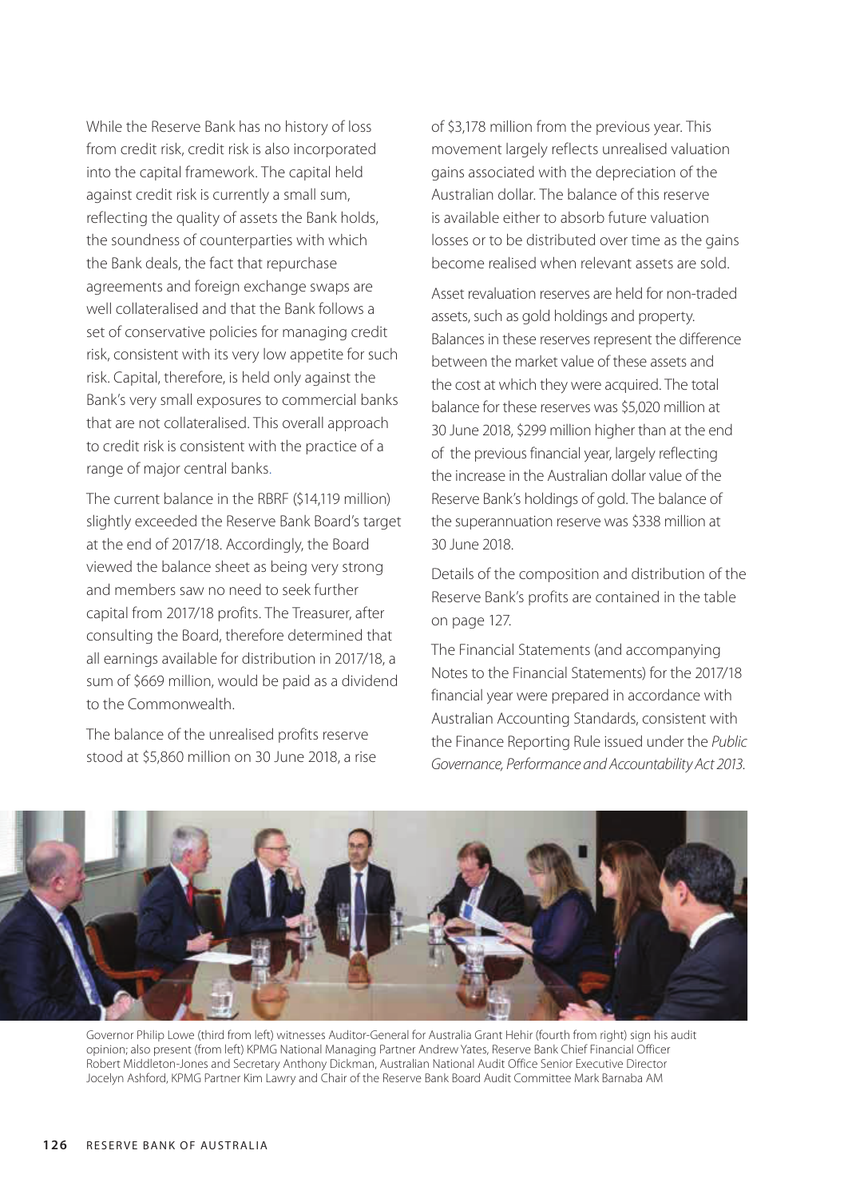While the Reserve Bank has no history of loss from credit risk, credit risk is also incorporated into the capital framework. The capital held against credit risk is currently a small sum, reflecting the quality of assets the Bank holds, the soundness of counterparties with which the Bank deals, the fact that repurchase agreements and foreign exchange swaps are well collateralised and that the Bank follows a set of conservative policies for managing credit risk, consistent with its very low appetite for such risk. Capital, therefore, is held only against the Bank's very small exposures to commercial banks that are not collateralised. This overall approach to credit risk is consistent with the practice of a range of major central banks.

The current balance in the RBRF ($14,119 million) slightly exceeded the Reserve Bank Board's target at the end of 2017/18. Accordingly, the Board viewed the balance sheet as being very strong and members saw no need to seek further capital from 2017/18 profits. The Treasurer, after consulting the Board, therefore determined that all earnings available for distribution in 2017/18, a sum of $669 million, would be paid as a dividend to the Commonwealth.

The balance of the unrealised profits reserve stood at $5,860 million on 30 June 2018, a rise of $3,178 million from the previous year. This movement largely reflects unrealised valuation gains associated with the depreciation of the Australian dollar. The balance of this reserve is available either to absorb future valuation losses or to be distributed over time as the gains become realised when relevant assets are sold.

Asset revaluation reserves are held for non-traded assets, such as gold holdings and property. Balances in these reserves represent the difference between the market value of these assets and the cost at which they were acquired. The total balance for these reserves was $5,020 million at 30 June 2018, $299 million higher than at the end of the previous financial year, largely reflecting the increase in the Australian dollar value of the Reserve Bank's holdings of gold. The balance of the superannuation reserve was $338 million at 30 June 2018.

Details of the composition and distribution of the Reserve Bank's profits are contained in the table on page 127.

The Financial Statements (and accompanying Notes to the Financial Statements) for the 2017/18 financial year were prepared in accordance with Australian Accounting Standards, consistent with the Finance Reporting Rule issued under the *Public Governance, Performance and Accountability Act 2013*.

Governor Philip Lowe (third from left) witnesses Auditor-General for Australia Grant Hehir (fourth from right) sign his audit opinion; also present (from left) KPMG National Managing Partner Andrew Yates, Reserve Bank Chief Financial Officer Robert Middleton-Jones and Secretary Anthony Dickman, Australian National Audit Office Senior Executive Director Jocelyn Ashford, KPMG Partner Kim Lawry and Chair of the Reserve Bank Board Audit Committee Mark Barnaba AM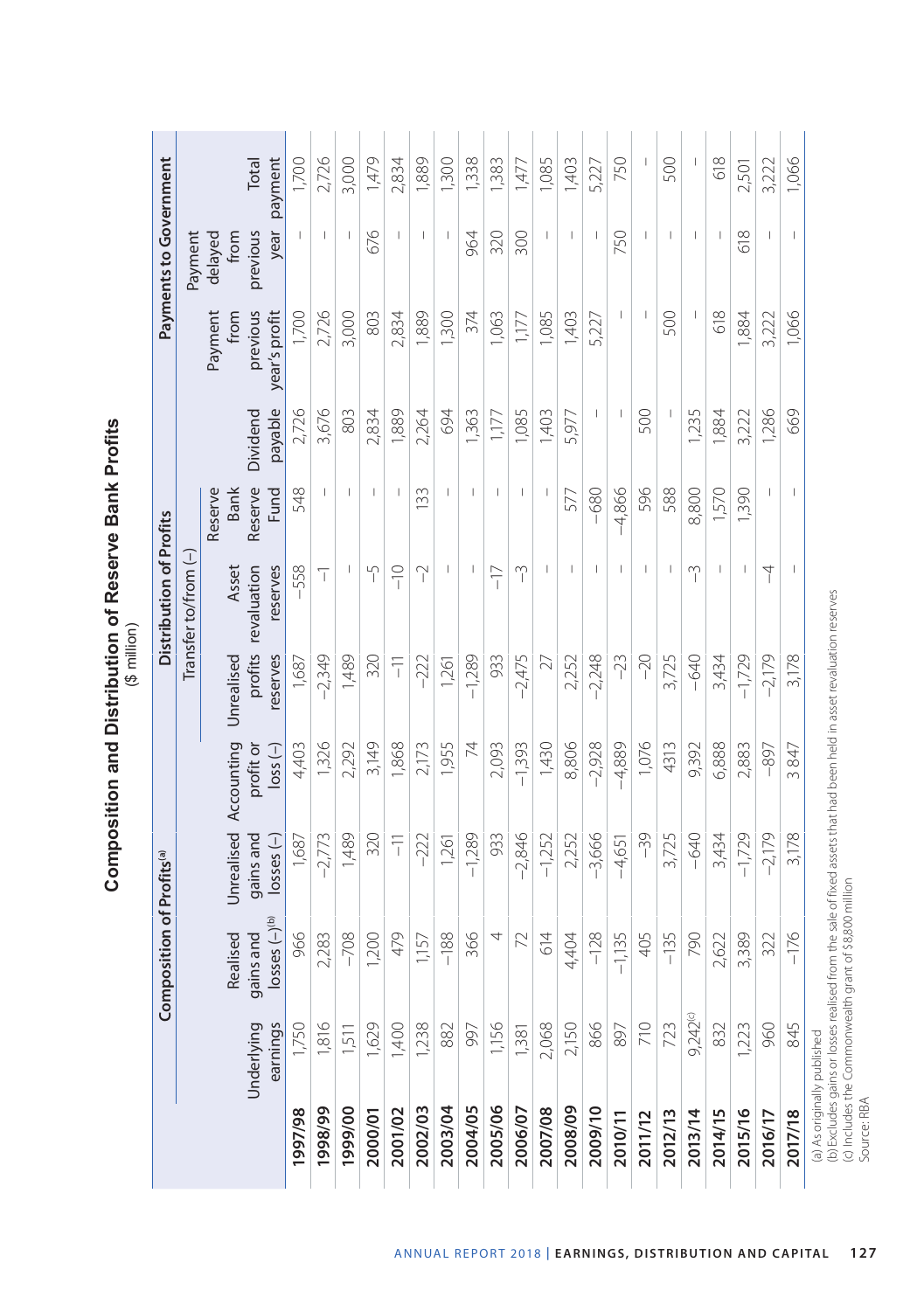# Composition and Distribution of Reserve Bank Profits

($ million)

| | Composition of Profits(a) | | | | Distribution of Profits | | | | Payments to Government | | |
|---|---|---|---|---|---|---|---|---|---|---|---|
| | | | | | Transfer to/from (–) | | | | | | |
| | Underlying earnings | Realised gains and losses (–)(b) | Unrealised gains and losses (–) | Accounting profit or loss (–) | Unrealised profits reserves | Asset revaluation reserves | Reserve Bank Reserve Fund | Dividend payable | Payment from previous year's profit | Payment delayed from previous year | Total payment |
| **1997/98** | 1,750 | 966 | 1,687 | 4,403 | 1,687 | –558 | 548 | 2,726 | 1,700 | – | 1,700 |
| **1998/99** | 1,816 | 2,283 | –2,773 | 1,326 | –2,349 | –1 | – | 3,676 | 2,726 | – | 2,726 |
| **1999/00** | 1,511 | –708 | 1,489 | 2,292 | 1,489 | – | – | 803 | 3,000 | – | 3,000 |
| **2000/01** | 1,629 | 1,200 | 320 | 3,149 | 320 | –5 | – | 2,834 | 803 | 676 | 1,479 |
| **2001/02** | 1,400 | 479 | –11 | 1,868 | –11 | –10 | – | 1,889 | 2,834 | – | 2,834 |
| **2002/03** | 1,238 | 1,157 | –222 | 2,173 | –222 | –2 | 133 | 2,264 | 1,889 | – | 1,889 |
| **2003/04** | 882 | –188 | 1,261 | 1,955 | 1,261 | – | – | 694 | 1,300 | – | 1,300 |
| **2004/05** | 997 | 366 | –1,289 | 74 | –1,289 | – | – | 1,363 | 374 | 964 | 1,338 |
| **2005/06** | 1,156 | 4 | 933 | 2,093 | 933 | –17 | – | 1,177 | 1,063 | 320 | 1,383 |
| **2006/07** | 1,381 | 72 | –2,846 | –1,393 | –2,475 | –3 | – | 1,085 | 1,177 | 300 | 1,477 |
| **2007/08** | 2,068 | 614 | –1,252 | 1,430 | 27 | – | – | 1,403 | 1,085 | – | 1,085 |
| **2008/09** | 2,150 | 4,404 | 2,252 | 8,806 | 2,252 | – | 577 | 5,977 | 1,403 | – | 1,403 |
| **2009/10** | 866 | –128 | –3,666 | –2,928 | –2,248 | – | –680 | – | 5,227 | – | 5,227 |
| **2010/11** | 897 | –1,135 | –4,651 | –4,889 | –23 | – | –4,866 | – | – | 750 | 750 |
| **2011/12** | 710 | 405 | –39 | 1,076 | –20 | – | 596 | 500 | – | – | – |
| **2012/13** | 723 | –135 | 3,725 | 4313 | 3,725 | – | 588 | – | 500 | – | 500 |
| **2013/14** | 9,242(c) | 790 | –640 | 9,392 | –640 | –3 | 8,800 | 1,235 | – | – | – |
| **2014/15** | 832 | 2,622 | 3,434 | 6,888 | 3,434 | – | 1,570 | 1,884 | 618 | – | 618 |
| **2015/16** | 1,223 | 3,389 | –1,729 | 2,883 | –1,729 | – | 1,390 | 3,222 | 1,884 | 618 | 2,501 |
| **2016/17** | 960 | 322 | –2,179 | –897 | –2,179 | –4 | – | 1,286 | 3,222 | – | 3,222 |
| **2017/18** | 845 | –176 | 3,178 | 3 847 | 3,178 | – | – | 669 | 1,066 | – | 1,066 |

(a) As originally published
(b) Excludes gains or losses realised from the sale of fixed assets that had been held in asset revaluation reserves
(c) Includes the Commonwealth grant of $8,800 million
Source: RBA